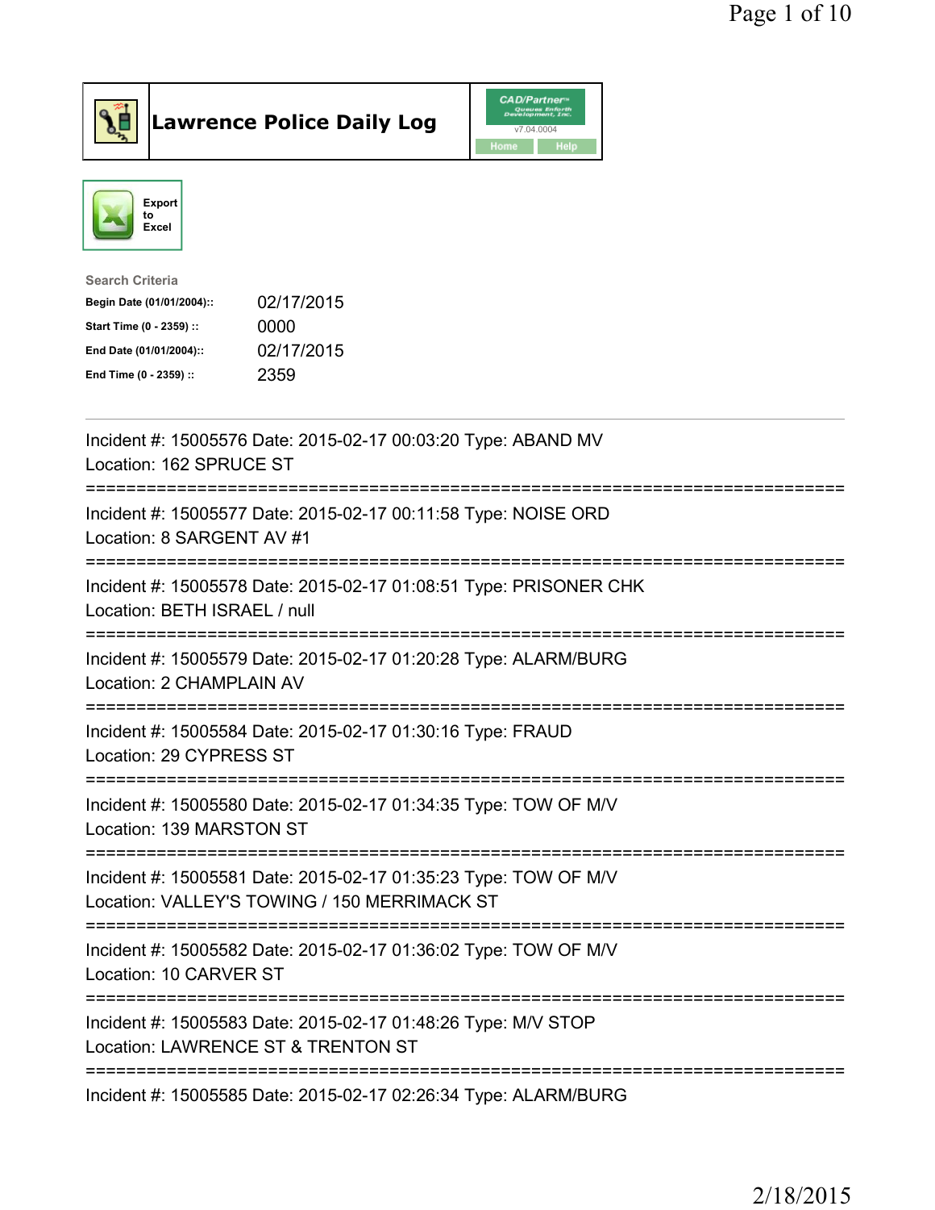# Lawrence Police Daily Log

Export to Excel

**Search Criteria**

| | |
|---|---|
| Begin Date (01/01/2004):: | 02/17/2015 |
| Start Time (0 - 2359) :: | 0000 |
| End Date (01/01/2004):: | 02/17/2015 |
| End Time (0 - 2359) :: | 2359 |

---

Incident #: 15005576 Date: 2015-02-17 00:03:20 Type: ABAND MV
Location: 162 SPRUCE ST

===========================================================================

Incident #: 15005577 Date: 2015-02-17 00:11:58 Type: NOISE ORD
Location: 8 SARGENT AV #1

===========================================================================

Incident #: 15005578 Date: 2015-02-17 01:08:51 Type: PRISONER CHK
Location: BETH ISRAEL / null

===========================================================================

Incident #: 15005579 Date: 2015-02-17 01:20:28 Type: ALARM/BURG
Location: 2 CHAMPLAIN AV

===========================================================================

Incident #: 15005584 Date: 2015-02-17 01:30:16 Type: FRAUD
Location: 29 CYPRESS ST

===========================================================================

Incident #: 15005580 Date: 2015-02-17 01:34:35 Type: TOW OF M/V
Location: 139 MARSTON ST

===========================================================================

Incident #: 15005581 Date: 2015-02-17 01:35:23 Type: TOW OF M/V
Location: VALLEY'S TOWING / 150 MERRIMACK ST

===========================================================================

Incident #: 15005582 Date: 2015-02-17 01:36:02 Type: TOW OF M/V
Location: 10 CARVER ST

===========================================================================

Incident #: 15005583 Date: 2015-02-17 01:48:26 Type: M/V STOP
Location: LAWRENCE ST & TRENTON ST

===========================================================================

Incident #: 15005585 Date: 2015-02-17 02:26:34 Type: ALARM/BURG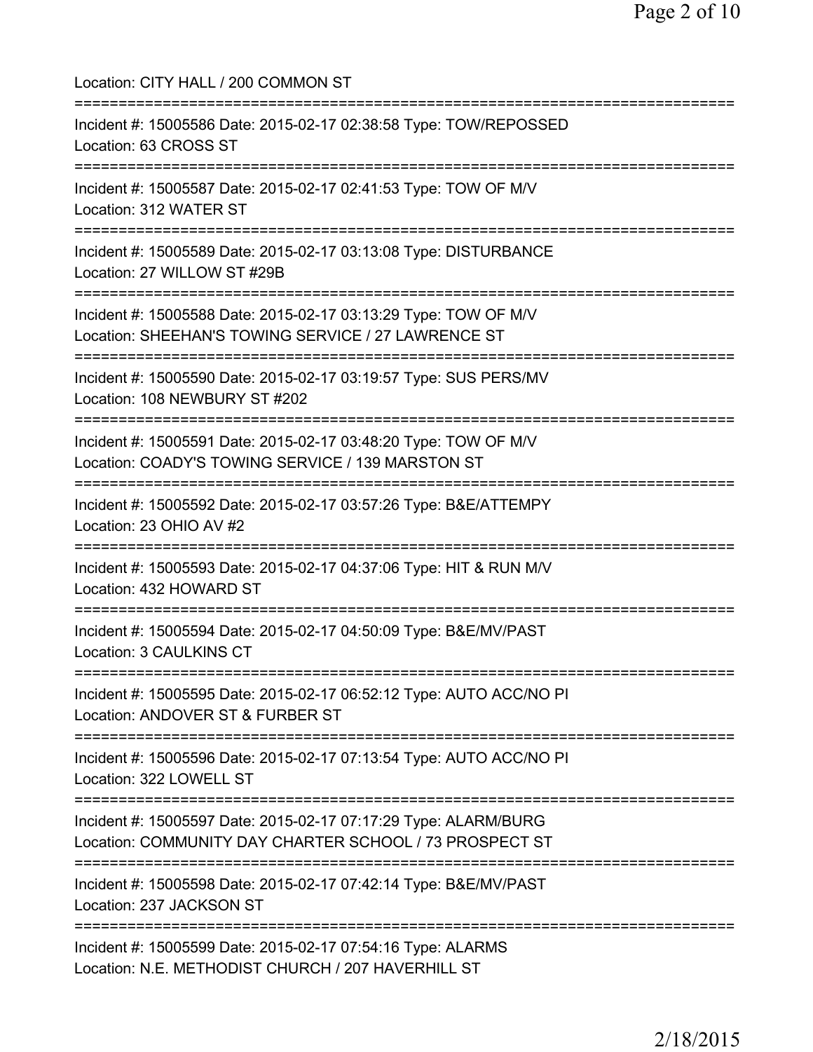Location: CITY HALL / 200 COMMON ST

===========================================================================

Incident #: 15005586 Date: 2015-02-17 02:38:58 Type: TOW/REPOSSED
Location: 63 CROSS ST

===========================================================================

Incident #: 15005587 Date: 2015-02-17 02:41:53 Type: TOW OF M/V
Location: 312 WATER ST

===========================================================================

Incident #: 15005589 Date: 2015-02-17 03:13:08 Type: DISTURBANCE
Location: 27 WILLOW ST #29B

===========================================================================

Incident #: 15005588 Date: 2015-02-17 03:13:29 Type: TOW OF M/V
Location: SHEEHAN'S TOWING SERVICE / 27 LAWRENCE ST

===========================================================================

Incident #: 15005590 Date: 2015-02-17 03:19:57 Type: SUS PERS/MV
Location: 108 NEWBURY ST #202

===========================================================================

Incident #: 15005591 Date: 2015-02-17 03:48:20 Type: TOW OF M/V
Location: COADY'S TOWING SERVICE / 139 MARSTON ST

===========================================================================

Incident #: 15005592 Date: 2015-02-17 03:57:26 Type: B&E/ATTEMPY
Location: 23 OHIO AV #2

===========================================================================

Incident #: 15005593 Date: 2015-02-17 04:37:06 Type: HIT & RUN M/V
Location: 432 HOWARD ST

===========================================================================

Incident #: 15005594 Date: 2015-02-17 04:50:09 Type: B&E/MV/PAST
Location: 3 CAULKINS CT

===========================================================================

Incident #: 15005595 Date: 2015-02-17 06:52:12 Type: AUTO ACC/NO PI
Location: ANDOVER ST & FURBER ST

===========================================================================

Incident #: 15005596 Date: 2015-02-17 07:13:54 Type: AUTO ACC/NO PI
Location: 322 LOWELL ST

===========================================================================

Incident #: 15005597 Date: 2015-02-17 07:17:29 Type: ALARM/BURG
Location: COMMUNITY DAY CHARTER SCHOOL / 73 PROSPECT ST

===========================================================================

Incident #: 15005598 Date: 2015-02-17 07:42:14 Type: B&E/MV/PAST
Location: 237 JACKSON ST

===========================================================================

Incident #: 15005599 Date: 2015-02-17 07:54:16 Type: ALARMS
Location: N.E. METHODIST CHURCH / 207 HAVERHILL ST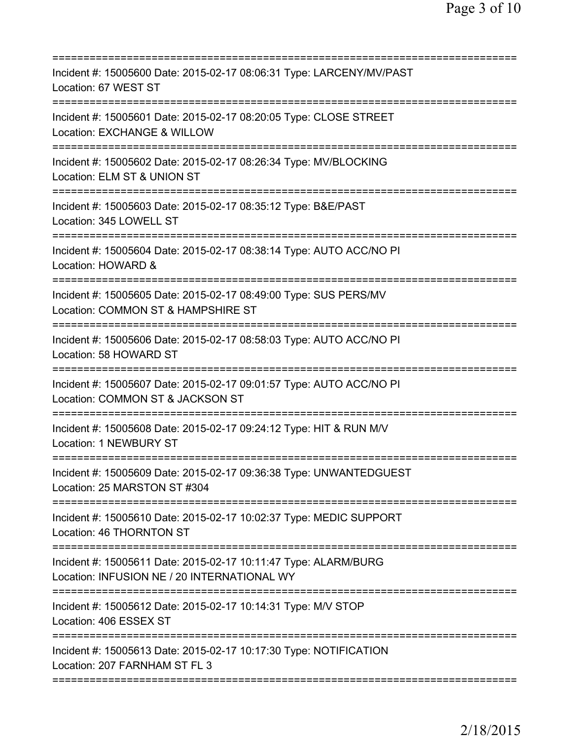===========================================================================
Incident #: 15005600 Date: 2015-02-17 08:06:31 Type: LARCENY/MV/PAST
Location: 67 WEST ST
===========================================================================
Incident #: 15005601 Date: 2015-02-17 08:20:05 Type: CLOSE STREET
Location: EXCHANGE & WILLOW
===========================================================================
Incident #: 15005602 Date: 2015-02-17 08:26:34 Type: MV/BLOCKING
Location: ELM ST & UNION ST
===========================================================================
Incident #: 15005603 Date: 2015-02-17 08:35:12 Type: B&E/PAST
Location: 345 LOWELL ST
===========================================================================
Incident #: 15005604 Date: 2015-02-17 08:38:14 Type: AUTO ACC/NO PI
Location: HOWARD &
===========================================================================
Incident #: 15005605 Date: 2015-02-17 08:49:00 Type: SUS PERS/MV
Location: COMMON ST & HAMPSHIRE ST
===========================================================================
Incident #: 15005606 Date: 2015-02-17 08:58:03 Type: AUTO ACC/NO PI
Location: 58 HOWARD ST
===========================================================================
Incident #: 15005607 Date: 2015-02-17 09:01:57 Type: AUTO ACC/NO PI
Location: COMMON ST & JACKSON ST
===========================================================================
Incident #: 15005608 Date: 2015-02-17 09:24:12 Type: HIT & RUN M/V
Location: 1 NEWBURY ST
===========================================================================
Incident #: 15005609 Date: 2015-02-17 09:36:38 Type: UNWANTEDGUEST
Location: 25 MARSTON ST #304
===========================================================================
Incident #: 15005610 Date: 2015-02-17 10:02:37 Type: MEDIC SUPPORT
Location: 46 THORNTON ST
===========================================================================
Incident #: 15005611 Date: 2015-02-17 10:11:47 Type: ALARM/BURG
Location: INFUSION NE / 20 INTERNATIONAL WY
===========================================================================
Incident #: 15005612 Date: 2015-02-17 10:14:31 Type: M/V STOP
Location: 406 ESSEX ST
===========================================================================
Incident #: 15005613 Date: 2015-02-17 10:17:30 Type: NOTIFICATION
Location: 207 FARNHAM ST FL 3
===========================================================================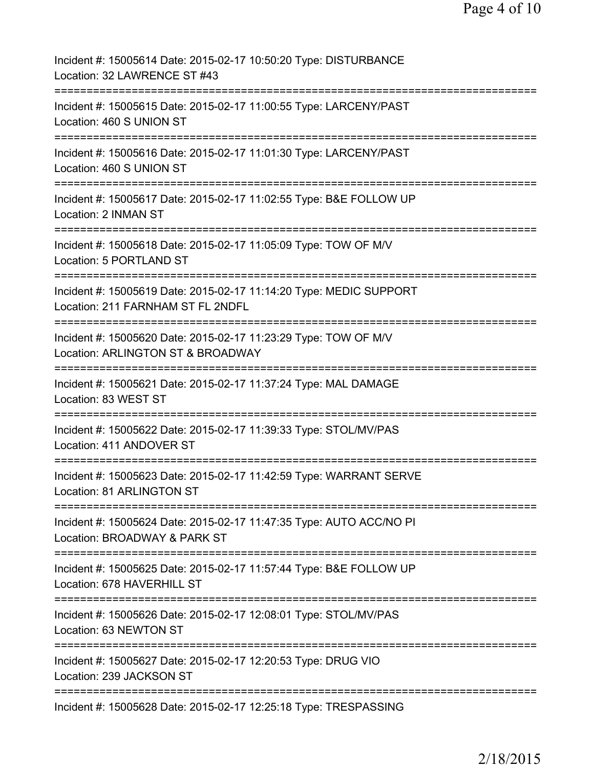Incident #: 15005614 Date: 2015-02-17 10:50:20 Type: DISTURBANCE
Location: 32 LAWRENCE ST #43
===========================================================================
Incident #: 15005615 Date: 2015-02-17 11:00:55 Type: LARCENY/PAST
Location: 460 S UNION ST
===========================================================================
Incident #: 15005616 Date: 2015-02-17 11:01:30 Type: LARCENY/PAST
Location: 460 S UNION ST
===========================================================================
Incident #: 15005617 Date: 2015-02-17 11:02:55 Type: B&E FOLLOW UP
Location: 2 INMAN ST
===========================================================================
Incident #: 15005618 Date: 2015-02-17 11:05:09 Type: TOW OF M/V
Location: 5 PORTLAND ST
===========================================================================
Incident #: 15005619 Date: 2015-02-17 11:14:20 Type: MEDIC SUPPORT
Location: 211 FARNHAM ST FL 2NDFL
===========================================================================
Incident #: 15005620 Date: 2015-02-17 11:23:29 Type: TOW OF M/V
Location: ARLINGTON ST & BROADWAY
===========================================================================
Incident #: 15005621 Date: 2015-02-17 11:37:24 Type: MAL DAMAGE
Location: 83 WEST ST
===========================================================================
Incident #: 15005622 Date: 2015-02-17 11:39:33 Type: STOL/MV/PAS
Location: 411 ANDOVER ST
===========================================================================
Incident #: 15005623 Date: 2015-02-17 11:42:59 Type: WARRANT SERVE
Location: 81 ARLINGTON ST
===========================================================================
Incident #: 15005624 Date: 2015-02-17 11:47:35 Type: AUTO ACC/NO PI
Location: BROADWAY & PARK ST
===========================================================================
Incident #: 15005625 Date: 2015-02-17 11:57:44 Type: B&E FOLLOW UP
Location: 678 HAVERHILL ST
===========================================================================
Incident #: 15005626 Date: 2015-02-17 12:08:01 Type: STOL/MV/PAS
Location: 63 NEWTON ST
===========================================================================
Incident #: 15005627 Date: 2015-02-17 12:20:53 Type: DRUG VIO
Location: 239 JACKSON ST
===========================================================================
Incident #: 15005628 Date: 2015-02-17 12:25:18 Type: TRESPASSING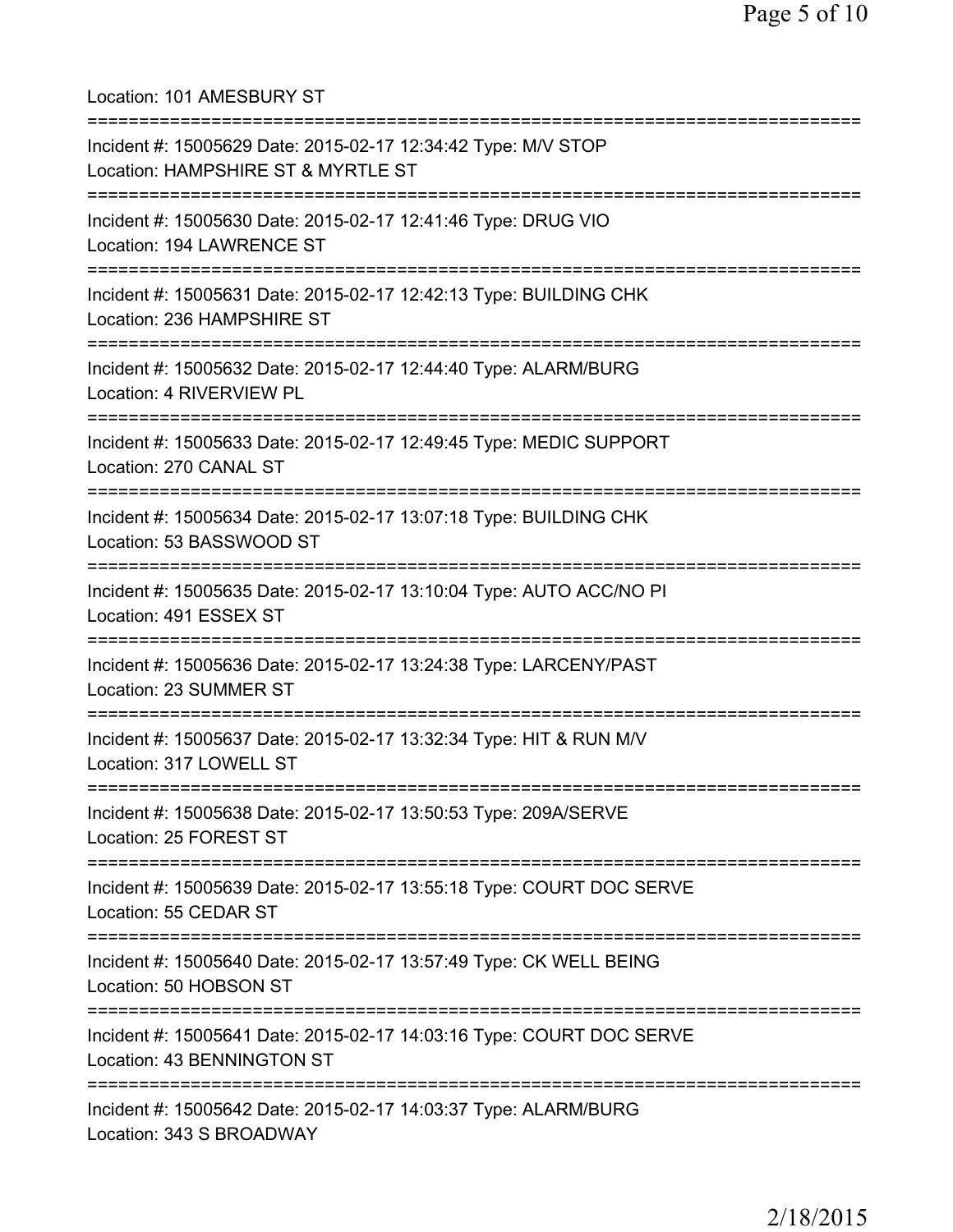Location: 101 AMESBURY ST

===========================================================================

Incident #: 15005629 Date: 2015-02-17 12:34:42 Type: M/V STOP
Location: HAMPSHIRE ST & MYRTLE ST

===========================================================================

Incident #: 15005630 Date: 2015-02-17 12:41:46 Type: DRUG VIO
Location: 194 LAWRENCE ST

===========================================================================

Incident #: 15005631 Date: 2015-02-17 12:42:13 Type: BUILDING CHK
Location: 236 HAMPSHIRE ST

===========================================================================

Incident #: 15005632 Date: 2015-02-17 12:44:40 Type: ALARM/BURG
Location: 4 RIVERVIEW PL

===========================================================================

Incident #: 15005633 Date: 2015-02-17 12:49:45 Type: MEDIC SUPPORT
Location: 270 CANAL ST

===========================================================================

Incident #: 15005634 Date: 2015-02-17 13:07:18 Type: BUILDING CHK
Location: 53 BASSWOOD ST

===========================================================================

Incident #: 15005635 Date: 2015-02-17 13:10:04 Type: AUTO ACC/NO PI
Location: 491 ESSEX ST

===========================================================================

Incident #: 15005636 Date: 2015-02-17 13:24:38 Type: LARCENY/PAST
Location: 23 SUMMER ST

===========================================================================

Incident #: 15005637 Date: 2015-02-17 13:32:34 Type: HIT & RUN M/V
Location: 317 LOWELL ST

===========================================================================

Incident #: 15005638 Date: 2015-02-17 13:50:53 Type: 209A/SERVE
Location: 25 FOREST ST

===========================================================================

Incident #: 15005639 Date: 2015-02-17 13:55:18 Type: COURT DOC SERVE
Location: 55 CEDAR ST

===========================================================================

Incident #: 15005640 Date: 2015-02-17 13:57:49 Type: CK WELL BEING
Location: 50 HOBSON ST

===========================================================================

Incident #: 15005641 Date: 2015-02-17 14:03:16 Type: COURT DOC SERVE
Location: 43 BENNINGTON ST

===========================================================================

Incident #: 15005642 Date: 2015-02-17 14:03:37 Type: ALARM/BURG
Location: 343 S BROADWAY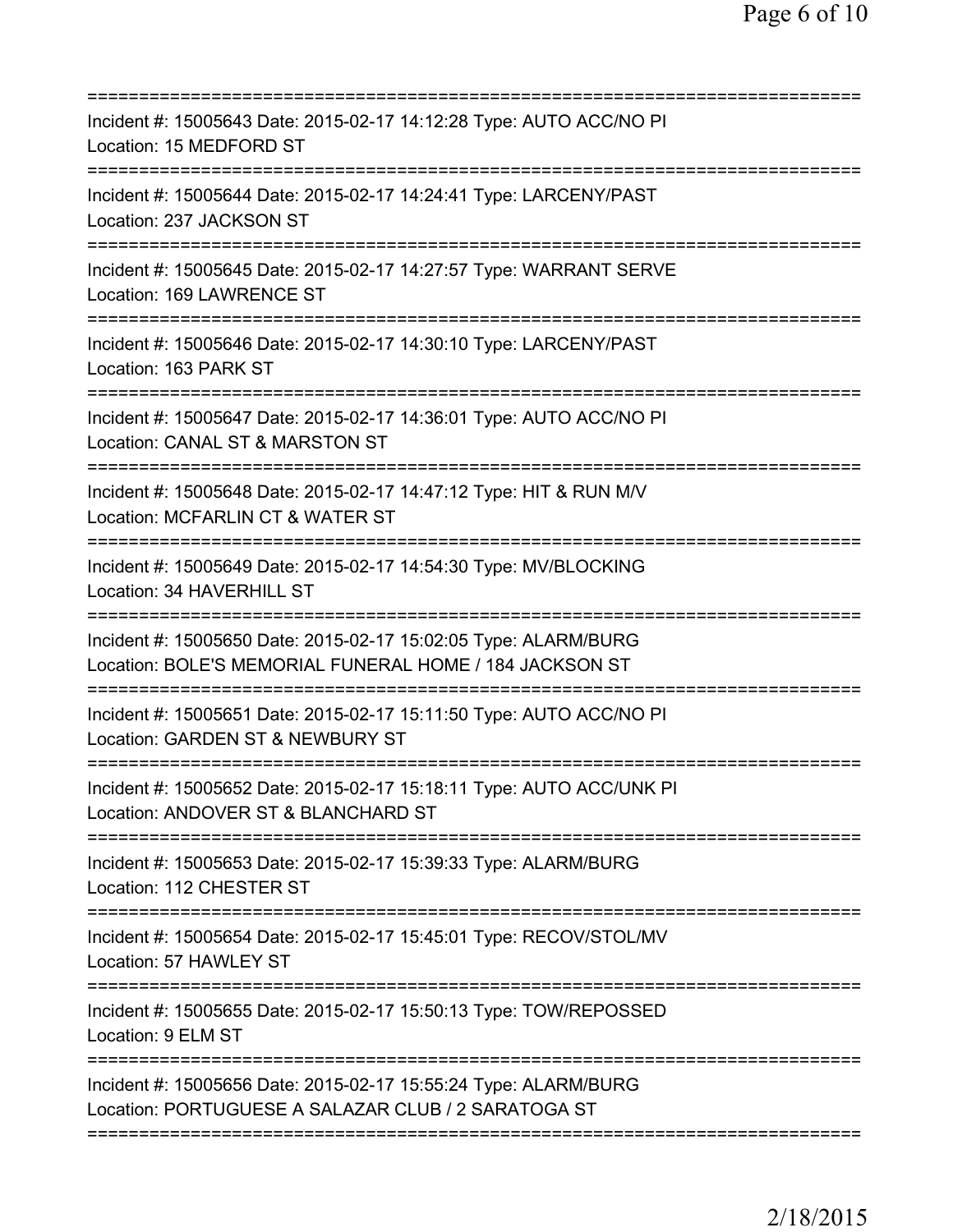===========================================================================
Incident #: 15005643 Date: 2015-02-17 14:12:28 Type: AUTO ACC/NO PI
Location: 15 MEDFORD ST
===========================================================================
Incident #: 15005644 Date: 2015-02-17 14:24:41 Type: LARCENY/PAST
Location: 237 JACKSON ST
===========================================================================
Incident #: 15005645 Date: 2015-02-17 14:27:57 Type: WARRANT SERVE
Location: 169 LAWRENCE ST
===========================================================================
Incident #: 15005646 Date: 2015-02-17 14:30:10 Type: LARCENY/PAST
Location: 163 PARK ST
===========================================================================
Incident #: 15005647 Date: 2015-02-17 14:36:01 Type: AUTO ACC/NO PI
Location: CANAL ST & MARSTON ST
===========================================================================
Incident #: 15005648 Date: 2015-02-17 14:47:12 Type: HIT & RUN M/V
Location: MCFARLIN CT & WATER ST
===========================================================================
Incident #: 15005649 Date: 2015-02-17 14:54:30 Type: MV/BLOCKING
Location: 34 HAVERHILL ST
===========================================================================
Incident #: 15005650 Date: 2015-02-17 15:02:05 Type: ALARM/BURG
Location: BOLE'S MEMORIAL FUNERAL HOME / 184 JACKSON ST
===========================================================================
Incident #: 15005651 Date: 2015-02-17 15:11:50 Type: AUTO ACC/NO PI
Location: GARDEN ST & NEWBURY ST
===========================================================================
Incident #: 15005652 Date: 2015-02-17 15:18:11 Type: AUTO ACC/UNK PI
Location: ANDOVER ST & BLANCHARD ST
===========================================================================
Incident #: 15005653 Date: 2015-02-17 15:39:33 Type: ALARM/BURG
Location: 112 CHESTER ST
===========================================================================
Incident #: 15005654 Date: 2015-02-17 15:45:01 Type: RECOV/STOL/MV
Location: 57 HAWLEY ST
===========================================================================
Incident #: 15005655 Date: 2015-02-17 15:50:13 Type: TOW/REPOSSED
Location: 9 ELM ST
===========================================================================
Incident #: 15005656 Date: 2015-02-17 15:55:24 Type: ALARM/BURG
Location: PORTUGUESE A SALAZAR CLUB / 2 SARATOGA ST
===========================================================================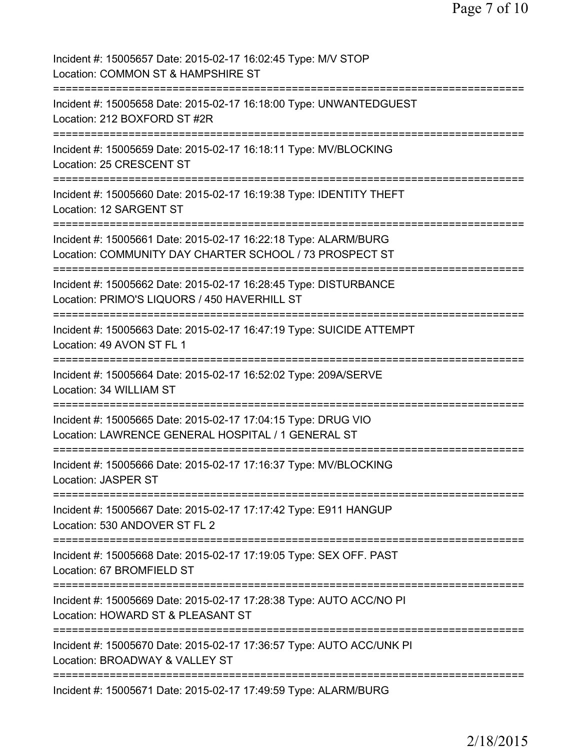Incident #: 15005657 Date: 2015-02-17 16:02:45 Type: M/V STOP
Location: COMMON ST & HAMPSHIRE ST

===========================================================================

Incident #: 15005658 Date: 2015-02-17 16:18:00 Type: UNWANTEDGUEST
Location: 212 BOXFORD ST #2R

===========================================================================

Incident #: 15005659 Date: 2015-02-17 16:18:11 Type: MV/BLOCKING
Location: 25 CRESCENT ST

===========================================================================

Incident #: 15005660 Date: 2015-02-17 16:19:38 Type: IDENTITY THEFT
Location: 12 SARGENT ST

===========================================================================

Incident #: 15005661 Date: 2015-02-17 16:22:18 Type: ALARM/BURG
Location: COMMUNITY DAY CHARTER SCHOOL / 73 PROSPECT ST

===========================================================================

Incident #: 15005662 Date: 2015-02-17 16:28:45 Type: DISTURBANCE
Location: PRIMO'S LIQUORS / 450 HAVERHILL ST

===========================================================================

Incident #: 15005663 Date: 2015-02-17 16:47:19 Type: SUICIDE ATTEMPT
Location: 49 AVON ST FL 1

===========================================================================

Incident #: 15005664 Date: 2015-02-17 16:52:02 Type: 209A/SERVE
Location: 34 WILLIAM ST

===========================================================================

Incident #: 15005665 Date: 2015-02-17 17:04:15 Type: DRUG VIO
Location: LAWRENCE GENERAL HOSPITAL / 1 GENERAL ST

===========================================================================

Incident #: 15005666 Date: 2015-02-17 17:16:37 Type: MV/BLOCKING
Location: JASPER ST

===========================================================================

Incident #: 15005667 Date: 2015-02-17 17:17:42 Type: E911 HANGUP
Location: 530 ANDOVER ST FL 2

===========================================================================

Incident #: 15005668 Date: 2015-02-17 17:19:05 Type: SEX OFF. PAST
Location: 67 BROMFIELD ST

===========================================================================

Incident #: 15005669 Date: 2015-02-17 17:28:38 Type: AUTO ACC/NO PI
Location: HOWARD ST & PLEASANT ST

===========================================================================

Incident #: 15005670 Date: 2015-02-17 17:36:57 Type: AUTO ACC/UNK PI
Location: BROADWAY & VALLEY ST

===========================================================================

Incident #: 15005671 Date: 2015-02-17 17:49:59 Type: ALARM/BURG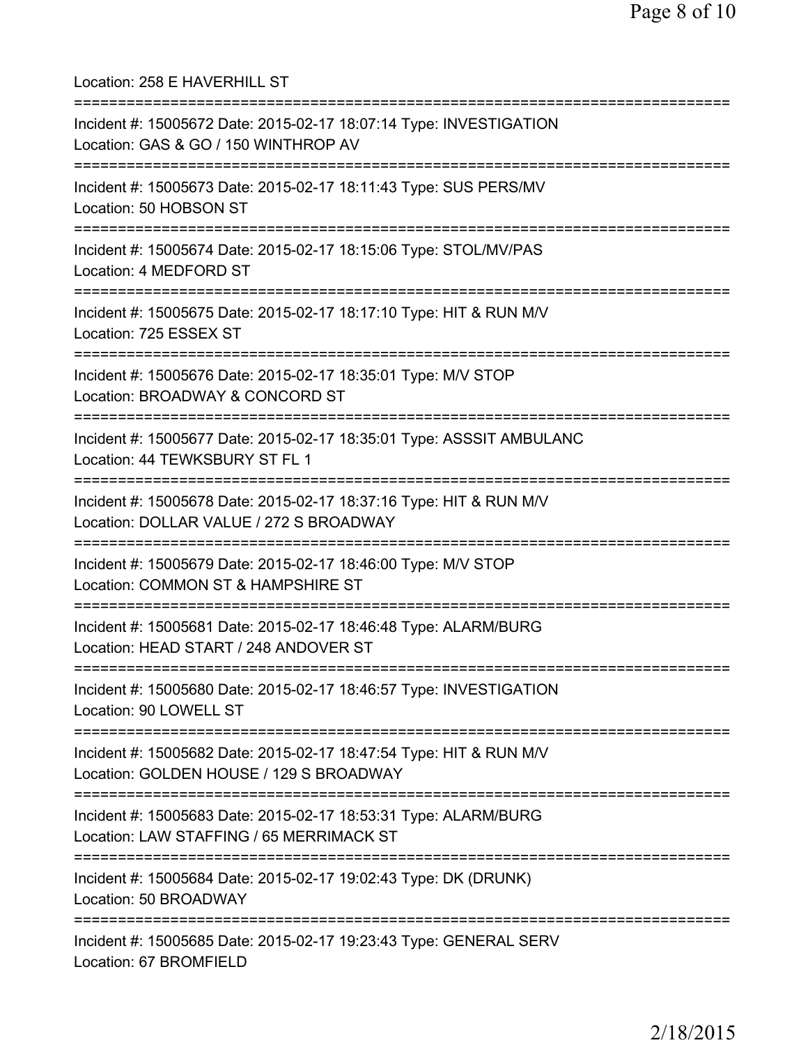Location: 258 E HAVERHILL ST

===========================================================================

Incident #: 15005672 Date: 2015-02-17 18:07:14 Type: INVESTIGATION
Location: GAS & GO / 150 WINTHROP AV

===========================================================================

Incident #: 15005673 Date: 2015-02-17 18:11:43 Type: SUS PERS/MV
Location: 50 HOBSON ST

===========================================================================

Incident #: 15005674 Date: 2015-02-17 18:15:06 Type: STOL/MV/PAS
Location: 4 MEDFORD ST

===========================================================================

Incident #: 15005675 Date: 2015-02-17 18:17:10 Type: HIT & RUN M/V
Location: 725 ESSEX ST

===========================================================================

Incident #: 15005676 Date: 2015-02-17 18:35:01 Type: M/V STOP
Location: BROADWAY & CONCORD ST

===========================================================================

Incident #: 15005677 Date: 2015-02-17 18:35:01 Type: ASSSIT AMBULANC
Location: 44 TEWKSBURY ST FL 1

===========================================================================

Incident #: 15005678 Date: 2015-02-17 18:37:16 Type: HIT & RUN M/V
Location: DOLLAR VALUE / 272 S BROADWAY

===========================================================================

Incident #: 15005679 Date: 2015-02-17 18:46:00 Type: M/V STOP
Location: COMMON ST & HAMPSHIRE ST

===========================================================================

Incident #: 15005681 Date: 2015-02-17 18:46:48 Type: ALARM/BURG
Location: HEAD START / 248 ANDOVER ST

===========================================================================

Incident #: 15005680 Date: 2015-02-17 18:46:57 Type: INVESTIGATION
Location: 90 LOWELL ST

===========================================================================

Incident #: 15005682 Date: 2015-02-17 18:47:54 Type: HIT & RUN M/V
Location: GOLDEN HOUSE / 129 S BROADWAY

===========================================================================

Incident #: 15005683 Date: 2015-02-17 18:53:31 Type: ALARM/BURG
Location: LAW STAFFING / 65 MERRIMACK ST

===========================================================================

Incident #: 15005684 Date: 2015-02-17 19:02:43 Type: DK (DRUNK)
Location: 50 BROADWAY

===========================================================================

Incident #: 15005685 Date: 2015-02-17 19:23:43 Type: GENERAL SERV
Location: 67 BROMFIELD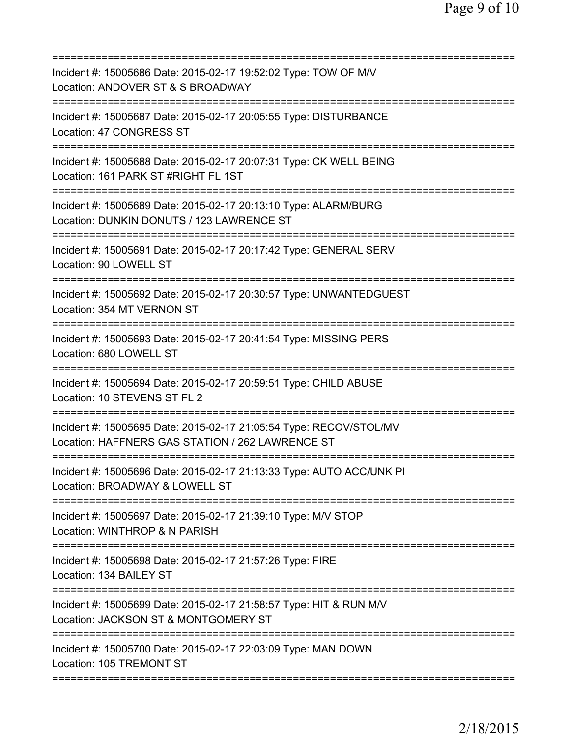Incident #: 15005686 Date: 2015-02-17 19:52:02 Type: TOW OF M/V
Location: ANDOVER ST & S BROADWAY

Incident #: 15005687 Date: 2015-02-17 20:05:55 Type: DISTURBANCE
Location: 47 CONGRESS ST

Incident #: 15005688 Date: 2015-02-17 20:07:31 Type: CK WELL BEING
Location: 161 PARK ST #RIGHT FL 1ST

Incident #: 15005689 Date: 2015-02-17 20:13:10 Type: ALARM/BURG
Location: DUNKIN DONUTS / 123 LAWRENCE ST

Incident #: 15005691 Date: 2015-02-17 20:17:42 Type: GENERAL SERV
Location: 90 LOWELL ST

Incident #: 15005692 Date: 2015-02-17 20:30:57 Type: UNWANTEDGUEST
Location: 354 MT VERNON ST

Incident #: 15005693 Date: 2015-02-17 20:41:54 Type: MISSING PERS
Location: 680 LOWELL ST

Incident #: 15005694 Date: 2015-02-17 20:59:51 Type: CHILD ABUSE
Location: 10 STEVENS ST FL 2

Incident #: 15005695 Date: 2015-02-17 21:05:54 Type: RECOV/STOL/MV
Location: HAFFNERS GAS STATION / 262 LAWRENCE ST

Incident #: 15005696 Date: 2015-02-17 21:13:33 Type: AUTO ACC/UNK PI
Location: BROADWAY & LOWELL ST

Incident #: 15005697 Date: 2015-02-17 21:39:10 Type: M/V STOP
Location: WINTHROP & N PARISH

Incident #: 15005698 Date: 2015-02-17 21:57:26 Type: FIRE
Location: 134 BAILEY ST

Incident #: 15005699 Date: 2015-02-17 21:58:57 Type: HIT & RUN M/V
Location: JACKSON ST & MONTGOMERY ST

Incident #: 15005700 Date: 2015-02-17 22:03:09 Type: MAN DOWN
Location: 105 TREMONT ST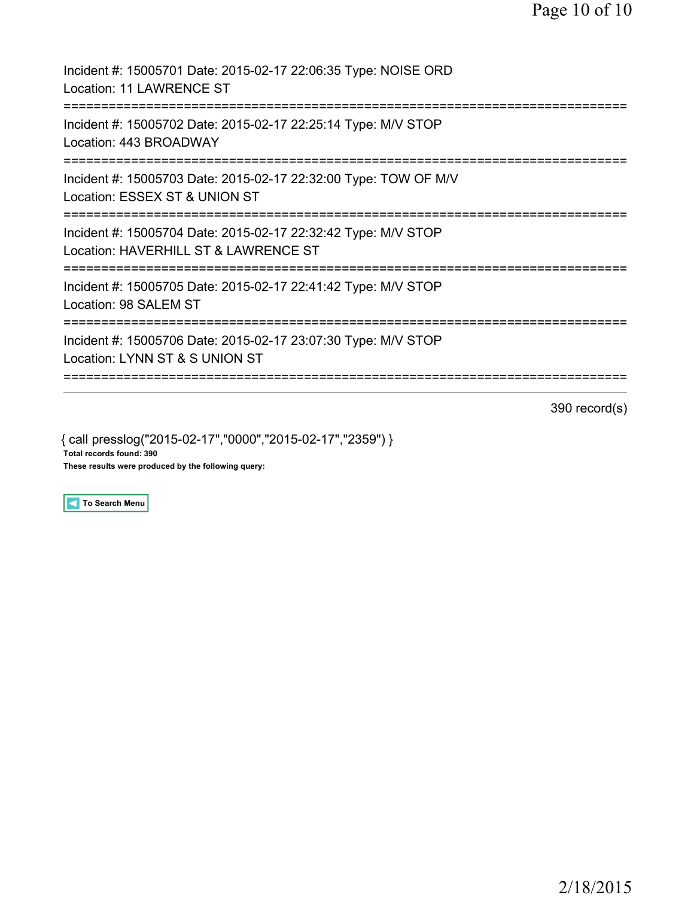Incident #: 15005701 Date: 2015-02-17 22:06:35 Type: NOISE ORD
Location: 11 LAWRENCE ST

===========================================================================

Incident #: 15005702 Date: 2015-02-17 22:25:14 Type: M/V STOP
Location: 443 BROADWAY

===========================================================================

Incident #: 15005703 Date: 2015-02-17 22:32:00 Type: TOW OF M/V
Location: ESSEX ST & UNION ST

===========================================================================

Incident #: 15005704 Date: 2015-02-17 22:32:42 Type: M/V STOP
Location: HAVERHILL ST & LAWRENCE ST

===========================================================================

Incident #: 15005705 Date: 2015-02-17 22:41:42 Type: M/V STOP
Location: 98 SALEM ST

===========================================================================

Incident #: 15005706 Date: 2015-02-17 23:07:30 Type: M/V STOP
Location: LYNN ST & S UNION ST

===========================================================================

390 record(s)

{ call presslog("2015-02-17","0000","2015-02-17","2359") }

**Total records found: 390**

**These results were produced by the following query:**

To Search Menu